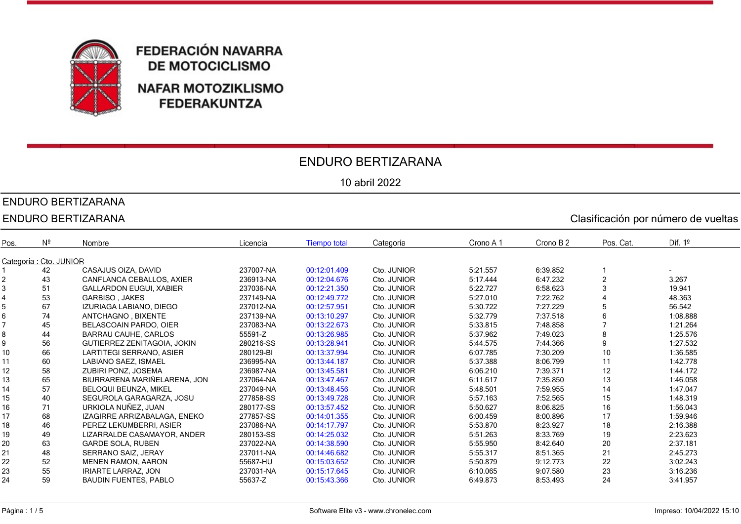**FEDERACIÓN NAVARRA DE MOTOCICLISMO**

**NAFAR MOTOZIKLISMO FEDERAKUNTZA**

# ENDURO BERTIZARANA

10 abril 2022

ENDURO BERTIZARANA

ENDURO BERTIZARANA — Clasificación por número de vueltas

Categoría : Cto. JUNIOR

| Pos. | Nº | Nombre | Licencia | Tiempo total | Categoría | Crono A 1 | Crono B 2 | Pos. Cat. | Dif. 1º |
|---|---|---|---|---|---|---|---|---|---|
| 1 | 42 | CASAJUS OIZA, DAVID | 237007-NA | 00:12:01.409 | Cto. JUNIOR | 5:21.557 | 6:39.852 | 1 | - |
| 2 | 43 | CANFLANCA CEBALLOS, AXIER | 236913-NA | 00:12:04.676 | Cto. JUNIOR | 5:17.444 | 6:47.232 | 2 | 3.267 |
| 3 | 51 | GALLARDON EUGUI, XABIER | 237036-NA | 00:12:21.350 | Cto. JUNIOR | 5:22.727 | 6:58.623 | 3 | 19.941 |
| 4 | 53 | GARBISO , JAKES | 237149-NA | 00:12:49.772 | Cto. JUNIOR | 5:27.010 | 7:22.762 | 4 | 48.363 |
| 5 | 67 | IZURIAGA LABIANO, DIEGO | 237012-NA | 00:12:57.951 | Cto. JUNIOR | 5:30.722 | 7:27.229 | 5 | 56.542 |
| 6 | 74 | ANTCHAGNO , BIXENTE | 237139-NA | 00:13:10.297 | Cto. JUNIOR | 5:32.779 | 7:37.518 | 6 | 1:08.888 |
| 7 | 45 | BELASCOAIN PARDO, OIER | 237083-NA | 00:13:22.673 | Cto. JUNIOR | 5:33.815 | 7:48.858 | 7 | 1:21.264 |
| 8 | 44 | BARRAU CAUHE, CARLOS | 55591-Z | 00:13:26.985 | Cto. JUNIOR | 5:37.962 | 7:49.023 | 8 | 1:25.576 |
| 9 | 56 | GUTIERREZ ZENITAGOIA, JOKIN | 280216-SS | 00:13:28.941 | Cto. JUNIOR | 5:44.575 | 7:44.366 | 9 | 1:27.532 |
| 10 | 66 | LARTITEGI SERRANO, ASIER | 280129-BI | 00:13:37.994 | Cto. JUNIOR | 6:07.785 | 7:30.209 | 10 | 1:36.585 |
| 11 | 60 | LABIANO SAEZ, ISMAEL | 236995-NA | 00:13:44.187 | Cto. JUNIOR | 5:37.388 | 8:06.799 | 11 | 1:42.778 |
| 12 | 58 | ZUBIRI PONZ, JOSEMA | 236987-NA | 00:13:45.581 | Cto. JUNIOR | 6:06.210 | 7:39.371 | 12 | 1:44.172 |
| 13 | 65 | BIURRARENA MARIÑELARENA, JON | 237064-NA | 00:13:47.467 | Cto. JUNIOR | 6:11.617 | 7:35.850 | 13 | 1:46.058 |
| 14 | 57 | BELOQUI BEUNZA, MIKEL | 237049-NA | 00:13:48.456 | Cto. JUNIOR | 5:48.501 | 7:59.955 | 14 | 1:47.047 |
| 15 | 40 | SEGUROLA GARAGARZA, JOSU | 277858-SS | 00:13:49.728 | Cto. JUNIOR | 5:57.163 | 7:52.565 | 15 | 1:48.319 |
| 16 | 71 | URKIOLA NUÑEZ, JUAN | 280177-SS | 00:13:57.452 | Cto. JUNIOR | 5:50.627 | 8:06.825 | 16 | 1:56.043 |
| 17 | 68 | IZAGIRRE ARRIZABALAGA, ENEKO | 277857-SS | 00:14:01.355 | Cto. JUNIOR | 6:00.459 | 8:00.896 | 17 | 1:59.946 |
| 18 | 46 | PEREZ LEKUMBERRI, ASIER | 237086-NA | 00:14:17.797 | Cto. JUNIOR | 5:53.870 | 8:23.927 | 18 | 2:16.388 |
| 19 | 49 | LIZARRALDE CASAMAYOR, ANDER | 280153-SS | 00:14:25.032 | Cto. JUNIOR | 5:51.263 | 8:33.769 | 19 | 2:23.623 |
| 20 | 63 | GARDE SOLA, RUBEN | 237022-NA | 00:14:38.590 | Cto. JUNIOR | 5:55.950 | 8:42.640 | 20 | 2:37.181 |
| 21 | 48 | SERRANO SAIZ, JERAY | 237011-NA | 00:14:46.682 | Cto. JUNIOR | 5:55.317 | 8:51.365 | 21 | 2:45.273 |
| 22 | 52 | MENEN RAMON, AARON | 55687-HU | 00:15:03.652 | Cto. JUNIOR | 5:50.879 | 9:12.773 | 22 | 3:02.243 |
| 23 | 55 | IRIARTE LARRAZ, JON | 237031-NA | 00:15:17.645 | Cto. JUNIOR | 6:10.065 | 9:07.580 | 23 | 3:16.236 |
| 24 | 59 | BAUDIN FUENTES, PABLO | 55637-Z | 00:15:43.366 | Cto. JUNIOR | 6:49.873 | 8:53.493 | 24 | 3:41.957 |

Software Elite v3 - www.chronelec.com

Impreso: 10/04/2022 15:10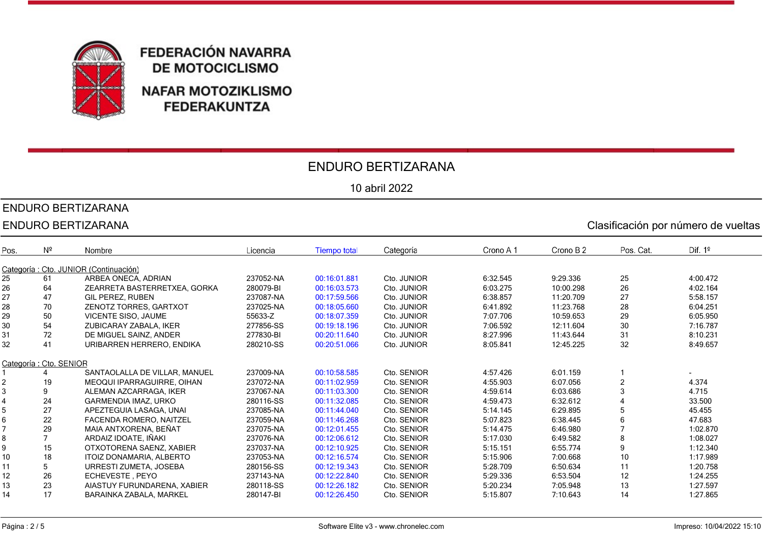FEDERACIÓN NAVARRA DE MOTOCICLISMO

NAFAR MOTOZIKLISMO FEDERAKUNTZA

# ENDURO BERTIZARANA

10 abril 2022

ENDURO BERTIZARANA

ENDURO BERTIZARANA

Clasificación por número de vueltas

| Pos. | Nº | Nombre | Licencia | Tiempo total | Categoría | Crono A 1 | Crono B 2 | Pos. Cat. | Dif. 1º |
|---|---|---|---|---|---|---|---|---|---|
| **Categoría : Cto. JUNIOR (Continuación)** | | | | | | | | | |
| 25 | 61 | ARBEA ONECA, ADRIAN | 237052-NA | 00:16:01.881 | Cto. JUNIOR | 6:32.545 | 9:29.336 | 25 | 4:00.472 |
| 26 | 64 | ZEARRETA BASTERRETXEA, GORKA | 280079-BI | 00:16:03.573 | Cto. JUNIOR | 6:03.275 | 10:00.298 | 26 | 4:02.164 |
| 27 | 47 | GIL PEREZ, RUBEN | 237087-NA | 00:17:59.566 | Cto. JUNIOR | 6:38.857 | 11:20.709 | 27 | 5:58.157 |
| 28 | 70 | ZENOTZ TORRES, GARTXOT | 237025-NA | 00:18:05.660 | Cto. JUNIOR | 6:41.892 | 11:23.768 | 28 | 6:04.251 |
| 29 | 50 | VICENTE SISO, JAUME | 55633-Z | 00:18:07.359 | Cto. JUNIOR | 7:07.706 | 10:59.653 | 29 | 6:05.950 |
| 30 | 54 | ZUBICARAY ZABALA, IKER | 277856-SS | 00:19:18.196 | Cto. JUNIOR | 7:06.592 | 12:11.604 | 30 | 7:16.787 |
| 31 | 72 | DE MIGUEL SAINZ, ANDER | 277830-BI | 00:20:11.640 | Cto. JUNIOR | 8:27.996 | 11:43.644 | 31 | 8:10.231 |
| 32 | 41 | URIBARREN HERRERO, ENDIKA | 280210-SS | 00:20:51.066 | Cto. JUNIOR | 8:05.841 | 12:45.225 | 32 | 8:49.657 |
| **Categoría : Cto. SENIOR** | | | | | | | | | |
| 1 | 4 | SANTAOLALLA DE VILLAR, MANUEL | 237009-NA | 00:10:58.585 | Cto. SENIOR | 4:57.426 | 6:01.159 | 1 | - |
| 2 | 19 | MEOQUI IPARRAGUIRRE, OIHAN | 237072-NA | 00:11:02.959 | Cto. SENIOR | 4:55.903 | 6:07.056 | 2 | 4.374 |
| 3 | 9 | ALEMAN AZCARRAGA, IKER | 237067-NA | 00:11:03.300 | Cto. SENIOR | 4:59.614 | 6:03.686 | 3 | 4.715 |
| 4 | 24 | GARMENDIA IMAZ, URKO | 280116-SS | 00:11:32.085 | Cto. SENIOR | 4:59.473 | 6:32.612 | 4 | 33.500 |
| 5 | 27 | APEZTEGUIA LASAGA, UNAI | 237085-NA | 00:11:44.040 | Cto. SENIOR | 5:14.145 | 6:29.895 | 5 | 45.455 |
| 6 | 22 | FACENDA ROMERO, NAITZEL | 237059-NA | 00:11:46.268 | Cto. SENIOR | 5:07.823 | 6:38.445 | 6 | 47.683 |
| 7 | 29 | MAIA ANTXORENA, BEÑAT | 237075-NA | 00:12:01.455 | Cto. SENIOR | 5:14.475 | 6:46.980 | 7 | 1:02.870 |
| 8 | 7 | ARDAIZ IDOATE, IÑAKI | 237076-NA | 00:12:06.612 | Cto. SENIOR | 5:17.030 | 6:49.582 | 8 | 1:08.027 |
| 9 | 15 | OTXOTORENA SAENZ, XABIER | 237037-NA | 00:12:10.925 | Cto. SENIOR | 5:15.151 | 6:55.774 | 9 | 1:12.340 |
| 10 | 18 | ITOIZ DONAMARIA, ALBERTO | 237053-NA | 00:12:16.574 | Cto. SENIOR | 5:15.906 | 7:00.668 | 10 | 1:17.989 |
| 11 | 5 | URRESTI ZUMETA, JOSEBA | 280156-SS | 00:12:19.343 | Cto. SENIOR | 5:28.709 | 6:50.634 | 11 | 1:20.758 |
| 12 | 26 | ECHEVESTE , PEYO | 237143-NA | 00:12:22.840 | Cto. SENIOR | 5:29.336 | 6:53.504 | 12 | 1:24.255 |
| 13 | 23 | AIASTUY FURUNDARENA, XABIER | 280118-SS | 00:12:26.182 | Cto. SENIOR | 5:20.234 | 7:05.948 | 13 | 1:27.597 |
| 14 | 17 | BARAINKA ZABALA, MARKEL | 280147-BI | 00:12:26.450 | Cto. SENIOR | 5:15.807 | 7:10.643 | 14 | 1:27.865 |

Software Elite v3 - www.chronelec.com

Impreso: 10/04/2022 15:10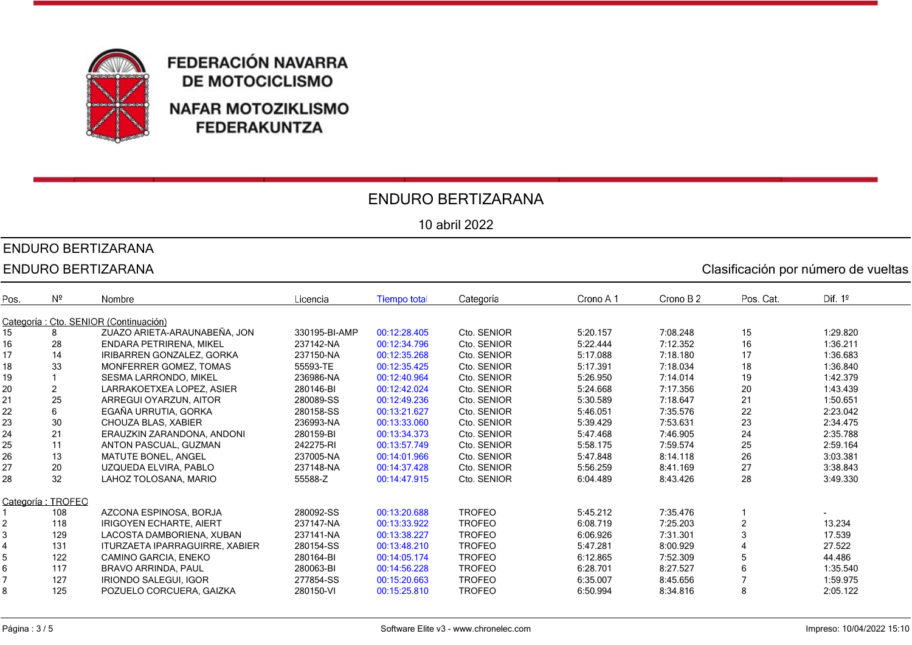FEDERACIÓN NAVARRA DE MOTOCICLISMO

NAFAR MOTOZIKLISMO FEDERAKUNTZA

# ENDURO BERTIZARANA

10 abril 2022

ENDURO BERTIZARANA

ENDURO BERTIZARANA — Clasificación por número de vueltas

| Pos. | Nº | Nombre | Licencia | Tiempo total | Categoría | Crono A 1 | Crono B 2 | Pos. Cat. | Dif. 1º |
|---|---|---|---|---|---|---|---|---|---|
| **Categoría : Cto. SENIOR (Continuación)** | | | | | | | | | |
| 15 | 8 | ZUAZO ARIETA-ARAUNABEÑA, JON | 330195-BI-AMP | 00:12:28.405 | Cto. SENIOR | 5:20.157 | 7:08.248 | 15 | 1:29.820 |
| 16 | 28 | ENDARA PETRIRENA, MIKEL | 237142-NA | 00:12:34.796 | Cto. SENIOR | 5:22.444 | 7:12.352 | 16 | 1:36.211 |
| 17 | 14 | IRIBARREN GONZALEZ, GORKA | 237150-NA | 00:12:35.268 | Cto. SENIOR | 5:17.088 | 7:18.180 | 17 | 1:36.683 |
| 18 | 33 | MONFERRER GOMEZ, TOMAS | 55593-TE | 00:12:35.425 | Cto. SENIOR | 5:17.391 | 7:18.034 | 18 | 1:36.840 |
| 19 | 1 | SESMA LARRONDO, MIKEL | 236986-NA | 00:12:40.964 | Cto. SENIOR | 5:26.950 | 7:14.014 | 19 | 1:42.379 |
| 20 | 2 | LARRAKOETXEA LOPEZ, ASIER | 280146-BI | 00:12:42.024 | Cto. SENIOR | 5:24.668 | 7:17.356 | 20 | 1:43.439 |
| 21 | 25 | ARREGUI OYARZUN, AITOR | 280089-SS | 00:12:49.236 | Cto. SENIOR | 5:30.589 | 7:18.647 | 21 | 1:50.651 |
| 22 | 6 | EGAÑA URRUTIA, GORKA | 280158-SS | 00:13:21.627 | Cto. SENIOR | 5:46.051 | 7:35.576 | 22 | 2:23.042 |
| 23 | 30 | CHOUZA BLAS, XABIER | 236993-NA | 00:13:33.060 | Cto. SENIOR | 5:39.429 | 7:53.631 | 23 | 2:34.475 |
| 24 | 21 | ERAUZKIN ZARANDONA, ANDONI | 280159-BI | 00:13:34.373 | Cto. SENIOR | 5:47.468 | 7:46.905 | 24 | 2:35.788 |
| 25 | 11 | ANTON PASCUAL, GUZMAN | 242275-RI | 00:13:57.749 | Cto. SENIOR | 5:58.175 | 7:59.574 | 25 | 2:59.164 |
| 26 | 13 | MATUTE BONEL, ANGEL | 237005-NA | 00:14:01.966 | Cto. SENIOR | 5:47.848 | 8:14.118 | 26 | 3:03.381 |
| 27 | 20 | UZQUEDA ELVIRA, PABLO | 237148-NA | 00:14:37.428 | Cto. SENIOR | 5:56.259 | 8:41.169 | 27 | 3:38.843 |
| 28 | 32 | LAHOZ TOLOSANA, MARIO | 55588-Z | 00:14:47.915 | Cto. SENIOR | 6:04.489 | 8:43.426 | 28 | 3:49.330 |
| **Categoría : TROFEO** | | | | | | | | | |
| 1 | 108 | AZCONA ESPINOSA, BORJA | 280092-SS | 00:13:20.688 | TROFEO | 5:45.212 | 7:35.476 | 1 | - |
| 2 | 118 | IRIGOYEN ECHARTE, AIERT | 237147-NA | 00:13:33.922 | TROFEO | 6:08.719 | 7:25.203 | 2 | 13.234 |
| 3 | 129 | LACOSTA DAMBORIENA, XUBAN | 237141-NA | 00:13:38.227 | TROFEO | 6:06.926 | 7:31.301 | 3 | 17.539 |
| 4 | 131 | ITURZAETA IPARRAGUIRRE, XABIER | 280154-SS | 00:13:48.210 | TROFEO | 5:47.281 | 8:00.929 | 4 | 27.522 |
| 5 | 122 | CAMINO GARCIA, ENEKO | 280164-BI | 00:14:05.174 | TROFEO | 6:12.865 | 7:52.309 | 5 | 44.486 |
| 6 | 117 | BRAVO ARRINDA, PAUL | 280063-BI | 00:14:56.228 | TROFEO | 6:28.701 | 8:27.527 | 6 | 1:35.540 |
| 7 | 127 | IRIONDO SALEGUI, IGOR | 277854-SS | 00:15:20.663 | TROFEO | 6:35.007 | 8:45.656 | 7 | 1:59.975 |
| 8 | 125 | POZUELO CORCUERA, GAIZKA | 280150-VI | 00:15:25.810 | TROFEO | 6:50.994 | 8:34.816 | 8 | 2:05.122 |

Software Elite v3 - www.chronelec.com

Impreso: 10/04/2022 15:10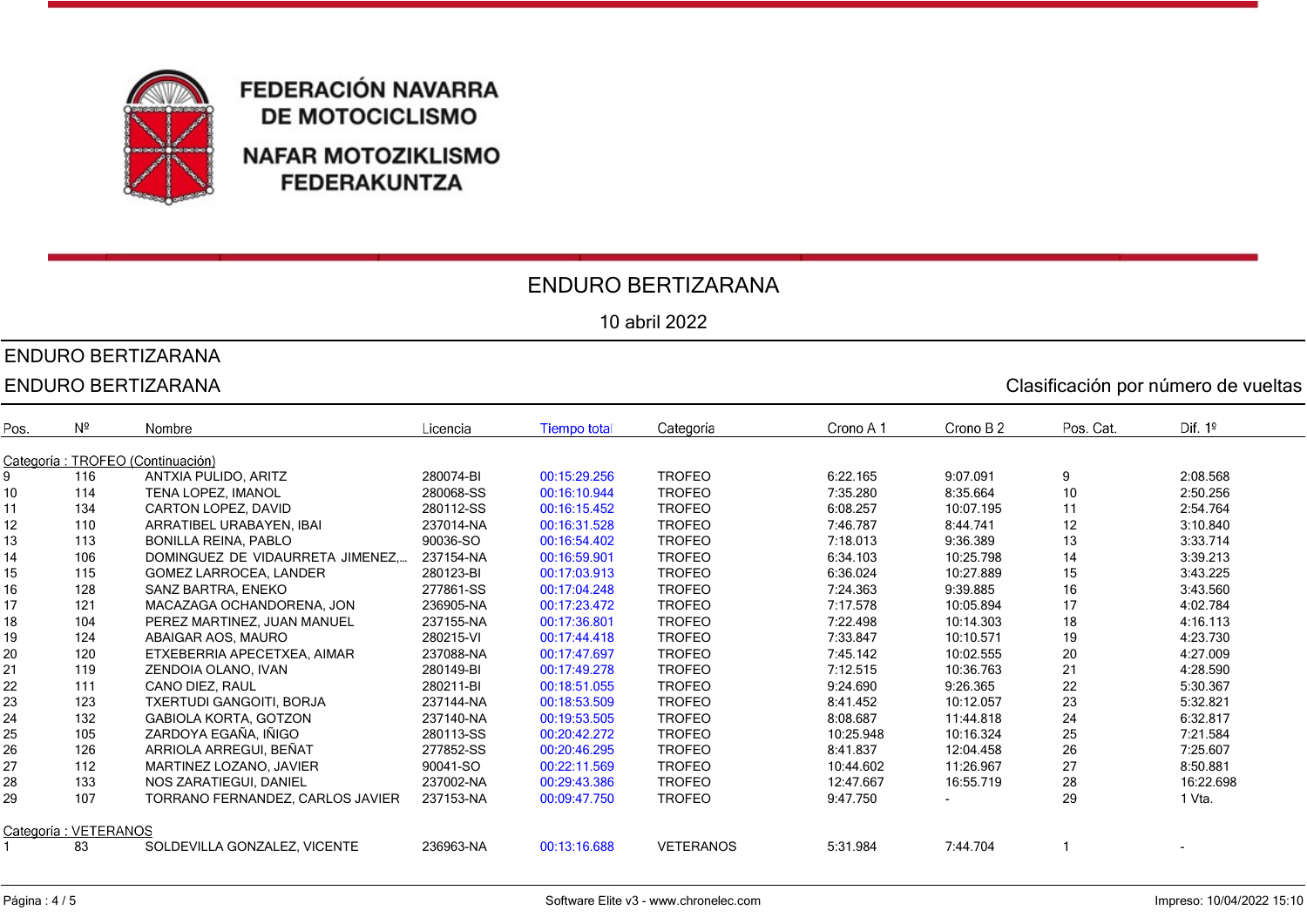# FEDERACIÓN NAVARRA DE MOTOCICLISMO

# NAFAR MOTOZIKLISMO FEDERAKUNTZA

## ENDURO BERTIZARANA

10 abril 2022

ENDURO BERTIZARANA

ENDURO BERTIZARANA — Clasificación por número de vueltas

| Pos. | Nº | Nombre | Licencia | Tiempo total | Categoría | Crono A 1 | Crono B 2 | Pos. Cat. | Dif. 1º |
|---|---|---|---|---|---|---|---|---|---|
| Categoría : TROFEO (Continuación) | | | | | | | | | |
| 9 | 116 | ANTXIA PULIDO, ARITZ | 280074-BI | 00:15:29.256 | TROFEO | 6:22.165 | 9:07.091 | 9 | 2:08.568 |
| 10 | 114 | TENA LOPEZ, IMANOL | 280068-SS | 00:16:10.944 | TROFEO | 7:35.280 | 8:35.664 | 10 | 2:50.256 |
| 11 | 134 | CARTON LOPEZ, DAVID | 280112-SS | 00:16:15.452 | TROFEO | 6:08.257 | 10:07.195 | 11 | 2:54.764 |
| 12 | 110 | ARRATIBEL URABAYEN, IBAI | 237014-NA | 00:16:31.528 | TROFEO | 7:46.787 | 8:44.741 | 12 | 3:10.840 |
| 13 | 113 | BONILLA REINA, PABLO | 90036-SO | 00:16:54.402 | TROFEO | 7:18.013 | 9:36.389 | 13 | 3:33.714 |
| 14 | 106 | DOMINGUEZ DE VIDAURRETA JIMENEZ,... | 237154-NA | 00:16:59.901 | TROFEO | 6:34.103 | 10:25.798 | 14 | 3:39.213 |
| 15 | 115 | GOMEZ LARROCEA, LANDER | 280123-BI | 00:17:03.913 | TROFEO | 6:36.024 | 10:27.889 | 15 | 3:43.225 |
| 16 | 128 | SANZ BARTRA, ENEKO | 277861-SS | 00:17:04.248 | TROFEO | 7:24.363 | 9:39.885 | 16 | 3:43.560 |
| 17 | 121 | MACAZAGA OCHANDORENA, JON | 236905-NA | 00:17:23.472 | TROFEO | 7:17.578 | 10:05.894 | 17 | 4:02.784 |
| 18 | 104 | PEREZ MARTINEZ, JUAN MANUEL | 237155-NA | 00:17:36.801 | TROFEO | 7:22.498 | 10:14.303 | 18 | 4:16.113 |
| 19 | 124 | ABAIGAR AOS, MAURO | 280215-VI | 00:17:44.418 | TROFEO | 7:33.847 | 10:10.571 | 19 | 4:23.730 |
| 20 | 120 | ETXEBERRIA APECETXEA, AIMAR | 237088-NA | 00:17:47.697 | TROFEO | 7:45.142 | 10:02.555 | 20 | 4:27.009 |
| 21 | 119 | ZENDOIA OLANO, IVAN | 280149-BI | 00:17:49.278 | TROFEO | 7:12.515 | 10:36.763 | 21 | 4:28.590 |
| 22 | 111 | CANO DIEZ, RAUL | 280211-BI | 00:18:51.055 | TROFEO | 9:24.690 | 9:26.365 | 22 | 5:30.367 |
| 23 | 123 | TXERTUDI GANGOITI, BORJA | 237144-NA | 00:18:53.509 | TROFEO | 8:41.452 | 10:12.057 | 23 | 5:32.821 |
| 24 | 132 | GABIOLA KORTA, GOTZON | 237140-NA | 00:19:53.505 | TROFEO | 8:08.687 | 11:44.818 | 24 | 6:32.817 |
| 25 | 105 | ZARDOYA EGAÑA, IÑIGO | 280113-SS | 00:20:42.272 | TROFEO | 10:25.948 | 10:16.324 | 25 | 7:21.584 |
| 26 | 126 | ARRIOLA ARREGUI, BEÑAT | 277852-SS | 00:20:46.295 | TROFEO | 8:41.837 | 12:04.458 | 26 | 7:25.607 |
| 27 | 112 | MARTINEZ LOZANO, JAVIER | 90041-SO | 00:22:11.569 | TROFEO | 10:44.602 | 11:26.967 | 27 | 8:50.881 |
| 28 | 133 | NOS ZARATIEGUI, DANIEL | 237002-NA | 00:29:43.386 | TROFEO | 12:47.667 | 16:55.719 | 28 | 16:22.698 |
| 29 | 107 | TORRANO FERNANDEZ, CARLOS JAVIER | 237153-NA | 00:09:47.750 | TROFEO | 9:47.750 | - | 29 | 1 Vta. |
| Categoría : VETERANOS | | | | | | | | | |
| 1 | 83 | SOLDEVILLA GONZALEZ, VICENTE | 236963-NA | 00:13:16.688 | VETERANOS | 5:31.984 | 7:44.704 | 1 | - |

Software Elite v3 - www.chronelec.com

Impreso: 10/04/2022 15:10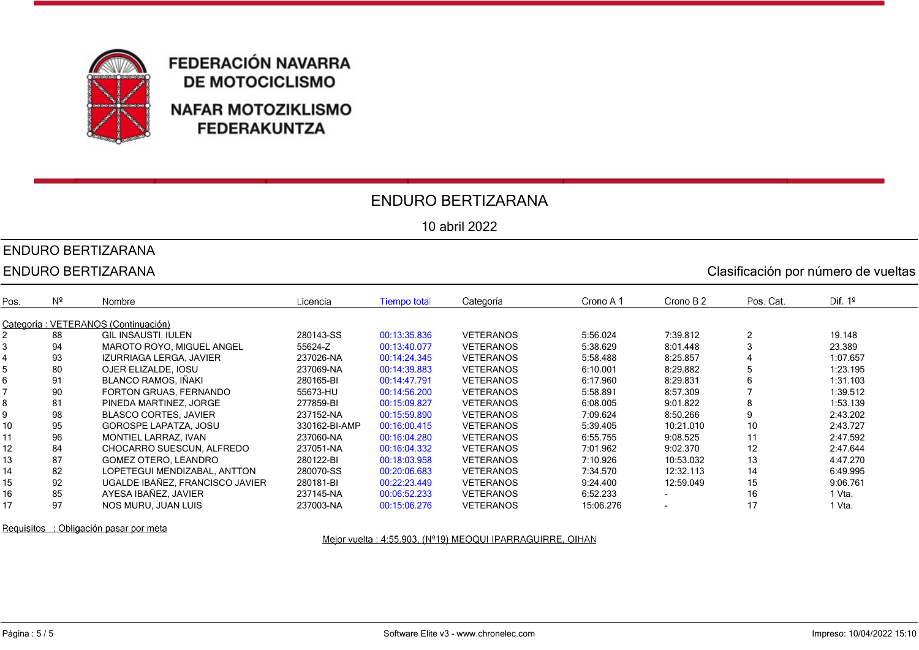FEDERACIÓN NAVARRA DE MOTOCICLISMO

NAFAR MOTOZIKLISMO FEDERAKUNTZA

# ENDURO BERTIZARANA

10 abril 2022

ENDURO BERTIZARANA

ENDURO BERTIZARANA — Clasificación por número de vueltas

| Pos. | Nº | Nombre | Licencia | Tiempo total | Categoría | Crono A 1 | Crono B 2 | Pos. Cat. | Dif. 1º |
|---|---|---|---|---|---|---|---|---|---|
| Categoría : VETERANOS (Continuación) | | | | | | | | | |
| 2 | 88 | GIL INSAUSTI, IULEN | 280143-SS | 00:13:35.836 | VETERANOS | 5:56.024 | 7:39.812 | 2 | 19.148 |
| 3 | 94 | MAROTO ROYO, MIGUEL ANGEL | 55624-Z | 00:13:40.077 | VETERANOS | 5:38.629 | 8:01.448 | 3 | 23.389 |
| 4 | 93 | IZURRIAGA LERGA, JAVIER | 237026-NA | 00:14:24.345 | VETERANOS | 5:58.488 | 8:25.857 | 4 | 1:07.657 |
| 5 | 80 | OJER ELIZALDE, IOSU | 237069-NA | 00:14:39.883 | VETERANOS | 6:10.001 | 8:29.882 | 5 | 1:23.195 |
| 6 | 91 | BLANCO RAMOS, IÑAKI | 280165-BI | 00:14:47.791 | VETERANOS | 6:17.960 | 8:29.831 | 6 | 1:31.103 |
| 7 | 90 | FORTON GRUAS, FERNANDO | 55673-HU | 00:14:56.200 | VETERANOS | 5:58.891 | 8:57.309 | 7 | 1:39.512 |
| 8 | 81 | PINEDA MARTINEZ, JORGE | 277859-BI | 00:15:09.827 | VETERANOS | 6:08.005 | 9:01.822 | 8 | 1:53.139 |
| 9 | 98 | BLASCO CORTES, JAVIER | 237152-NA | 00:15:59.890 | VETERANOS | 7:09.624 | 8:50.266 | 9 | 2:43.202 |
| 10 | 95 | GOROSPE LAPATZA, JOSU | 330162-BI-AMP | 00:16:00.415 | VETERANOS | 5:39.405 | 10:21.010 | 10 | 2:43.727 |
| 11 | 96 | MONTIEL LARRAZ, IVAN | 237060-NA | 00:16:04.280 | VETERANOS | 6:55.755 | 9:08.525 | 11 | 2:47.592 |
| 12 | 84 | CHOCARRO SUESCUN, ALFREDO | 237051-NA | 00:16:04.332 | VETERANOS | 7:01.962 | 9:02.370 | 12 | 2:47.644 |
| 13 | 87 | GOMEZ OTERO, LEANDRO | 280122-BI | 00:18:03.958 | VETERANOS | 7:10.926 | 10:53.032 | 13 | 4:47.270 |
| 14 | 82 | LOPETEGUI MENDIZABAL, ANTTON | 280070-SS | 00:20:06.683 | VETERANOS | 7:34.570 | 12:32.113 | 14 | 6:49.995 |
| 15 | 92 | UGALDE IBAÑEZ, FRANCISCO JAVIER | 280181-BI | 00:22:23.449 | VETERANOS | 9:24.400 | 12:59.049 | 15 | 9:06.761 |
| 16 | 85 | AYESA IBAÑEZ, JAVIER | 237145-NA | 00:06:52.233 | VETERANOS | 6:52.233 | - | 16 | 1 Vta. |
| 17 | 97 | NOS MURU, JUAN LUIS | 237003-NA | 00:15:06.276 | VETERANOS | 15:06.276 | - | 17 | 1 Vta. |

Requisitos : Obligación pasar por meta

Mejor vuelta : 4:55.903, (Nº19) MEOQUI IPARRAGUIRRE, OIHAN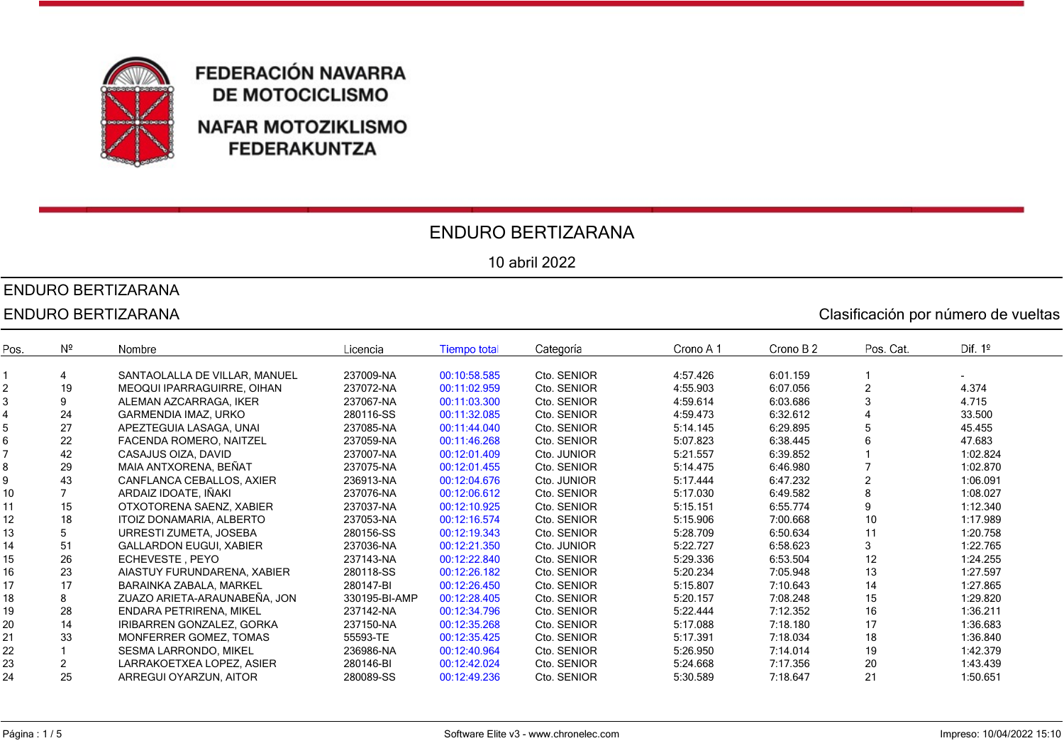**FEDERACIÓN NAVARRA DE MOTOCICLISMO**

**NAFAR MOTOZIKLISMO FEDERAKUNTZA**

# ENDURO BERTIZARANA

10 abril 2022

## ENDURO BERTIZARANA

## ENDURO BERTIZARANA

Clasificación por número de vueltas

| Pos. | Nº | Nombre | Licencia | Tiempo total | Categoría | Crono A 1 | Crono B 2 | Pos. Cat. | Dif. 1º |
|---|---|---|---|---|---|---|---|---|---|
| 1 | 4 | SANTAOLALLA DE VILLAR, MANUEL | 237009-NA | 00:10:58.585 | Cto. SENIOR | 4:57.426 | 6:01.159 | 1 | - |
| 2 | 19 | MEOQUI IPARRAGUIRRE, OIHAN | 237072-NA | 00:11:02.959 | Cto. SENIOR | 4:55.903 | 6:07.056 | 2 | 4.374 |
| 3 | 9 | ALEMAN AZCARRAGA, IKER | 237067-NA | 00:11:03.300 | Cto. SENIOR | 4:59.614 | 6:03.686 | 3 | 4.715 |
| 4 | 24 | GARMENDIA IMAZ, URKO | 280116-SS | 00:11:32.085 | Cto. SENIOR | 4:59.473 | 6:32.612 | 4 | 33.500 |
| 5 | 27 | APEZTEGUIA LASAGA, UNAI | 237085-NA | 00:11:44.040 | Cto. SENIOR | 5:14.145 | 6:29.895 | 5 | 45.455 |
| 6 | 22 | FACENDA ROMERO, NAITZEL | 237059-NA | 00:11:46.268 | Cto. SENIOR | 5:07.823 | 6:38.445 | 6 | 47.683 |
| 7 | 42 | CASAJUS OIZA, DAVID | 237007-NA | 00:12:01.409 | Cto. JUNIOR | 5:21.557 | 6:39.852 | 1 | 1:02.824 |
| 8 | 29 | MAIA ANTXORENA, BEÑAT | 237075-NA | 00:12:01.455 | Cto. SENIOR | 5:14.475 | 6:46.980 | 7 | 1:02.870 |
| 9 | 43 | CANFLANCA CEBALLOS, AXIER | 236913-NA | 00:12:04.676 | Cto. JUNIOR | 5:17.444 | 6:47.232 | 2 | 1:06.091 |
| 10 | 7 | ARDAIZ IDOATE, IÑAKI | 237076-NA | 00:12:06.612 | Cto. SENIOR | 5:17.030 | 6:49.582 | 8 | 1:08.027 |
| 11 | 15 | OTXOTORENA SAENZ, XABIER | 237037-NA | 00:12:10.925 | Cto. SENIOR | 5:15.151 | 6:55.774 | 9 | 1:12.340 |
| 12 | 18 | ITOIZ DONAMARIA, ALBERTO | 237053-NA | 00:12:16.574 | Cto. SENIOR | 5:15.906 | 7:00.668 | 10 | 1:17.989 |
| 13 | 5 | URRESTI ZUMETA, JOSEBA | 280156-SS | 00:12:19.343 | Cto. SENIOR | 5:28.709 | 6:50.634 | 11 | 1:20.758 |
| 14 | 51 | GALLARDON EUGUI, XABIER | 237036-NA | 00:12:21.350 | Cto. JUNIOR | 5:22.727 | 6:58.623 | 3 | 1:22.765 |
| 15 | 26 | ECHEVESTE , PEYO | 237143-NA | 00:12:22.840 | Cto. SENIOR | 5:29.336 | 6:53.504 | 12 | 1:24.255 |
| 16 | 23 | AIASTUY FURUNDARENA, XABIER | 280118-SS | 00:12:26.182 | Cto. SENIOR | 5:20.234 | 7:05.948 | 13 | 1:27.597 |
| 17 | 17 | BARAINKA ZABALA, MARKEL | 280147-BI | 00:12:26.450 | Cto. SENIOR | 5:15.807 | 7:10.643 | 14 | 1:27.865 |
| 18 | 8 | ZUAZO ARIETA-ARAUNABEÑA, JON | 330195-BI-AMP | 00:12:28.405 | Cto. SENIOR | 5:20.157 | 7:08.248 | 15 | 1:29.820 |
| 19 | 28 | ENDARA PETRIRENA, MIKEL | 237142-NA | 00:12:34.796 | Cto. SENIOR | 5:22.444 | 7:12.352 | 16 | 1:36.211 |
| 20 | 14 | IRIBARREN GONZALEZ, GORKA | 237150-NA | 00:12:35.268 | Cto. SENIOR | 5:17.088 | 7:18.180 | 17 | 1:36.683 |
| 21 | 33 | MONFERRER GOMEZ, TOMAS | 55593-TE | 00:12:35.425 | Cto. SENIOR | 5:17.391 | 7:18.034 | 18 | 1:36.840 |
| 22 | 1 | SESMA LARRONDO, MIKEL | 236986-NA | 00:12:40.964 | Cto. SENIOR | 5:26.950 | 7:14.014 | 19 | 1:42.379 |
| 23 | 2 | LARRAKOETXEA LOPEZ, ASIER | 280146-BI | 00:12:42.024 | Cto. SENIOR | 5:24.668 | 7:17.356 | 20 | 1:43.439 |
| 24 | 25 | ARREGUI OYARZUN, AITOR | 280089-SS | 00:12:49.236 | Cto. SENIOR | 5:30.589 | 7:18.647 | 21 | 1:50.651 |

Página : 1 / 5 — Software Elite v3 - www.chronelec.com — Impreso: 10/04/2022 15:10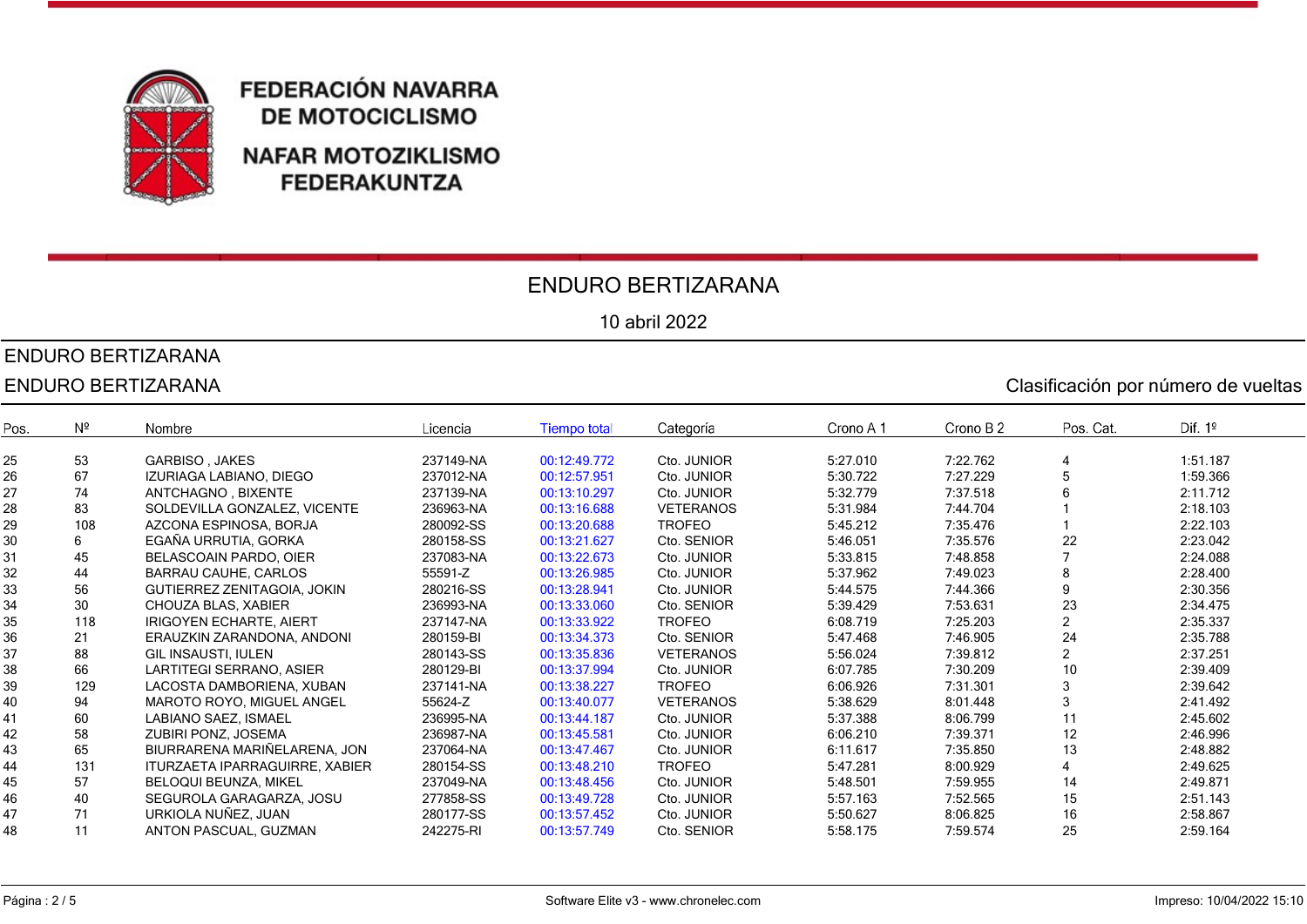# FEDERACIÓN NAVARRA DE MOTOCICLISMO

# NAFAR MOTOZIKLISMO FEDERAKUNTZA

## ENDURO BERTIZARANA

10 abril 2022

ENDURO BERTIZARANA

ENDURO BERTIZARANA — Clasificación por número de vueltas

| Pos. | Nº | Nombre | Licencia | Tiempo total | Categoría | Crono A 1 | Crono B 2 | Pos. Cat. | Dif. 1º |
|---|---|---|---|---|---|---|---|---|---|
| 25 | 53 | GARBISO , JAKES | 237149-NA | 00:12:49.772 | Cto. JUNIOR | 5:27.010 | 7:22.762 | 4 | 1:51.187 |
| 26 | 67 | IZURIAGA LABIANO, DIEGO | 237012-NA | 00:12:57.951 | Cto. JUNIOR | 5:30.722 | 7:27.229 | 5 | 1:59.366 |
| 27 | 74 | ANTCHAGNO , BIXENTE | 237139-NA | 00:13:10.297 | Cto. JUNIOR | 5:32.779 | 7:37.518 | 6 | 2:11.712 |
| 28 | 83 | SOLDEVILLA GONZALEZ, VICENTE | 236963-NA | 00:13:16.688 | VETERANOS | 5:31.984 | 7:44.704 | 1 | 2:18.103 |
| 29 | 108 | AZCONA ESPINOSA, BORJA | 280092-SS | 00:13:20.688 | TROFEO | 5:45.212 | 7:35.476 | 1 | 2:22.103 |
| 30 | 6 | EGAÑA URRUTIA, GORKA | 280158-SS | 00:13:21.627 | Cto. SENIOR | 5:46.051 | 7:35.576 | 22 | 2:23.042 |
| 31 | 45 | BELASCOAIN PARDO, OIER | 237083-NA | 00:13:22.673 | Cto. JUNIOR | 5:33.815 | 7:48.858 | 7 | 2:24.088 |
| 32 | 44 | BARRAU CAUHE, CARLOS | 55591-Z | 00:13:26.985 | Cto. JUNIOR | 5:37.962 | 7:49.023 | 8 | 2:28.400 |
| 33 | 56 | GUTIERREZ ZENITAGOIA, JOKIN | 280216-SS | 00:13:28.941 | Cto. JUNIOR | 5:44.575 | 7:44.366 | 9 | 2:30.356 |
| 34 | 30 | CHOUZA BLAS, XABIER | 236993-NA | 00:13:33.060 | Cto. SENIOR | 5:39.429 | 7:53.631 | 23 | 2:34.475 |
| 35 | 118 | IRIGOYEN ECHARTE, AIERT | 237147-NA | 00:13:33.922 | TROFEO | 6:08.719 | 7:25.203 | 2 | 2:35.337 |
| 36 | 21 | ERAUZKIN ZARANDONA, ANDONI | 280159-BI | 00:13:34.373 | Cto. SENIOR | 5:47.468 | 7:46.905 | 24 | 2:35.788 |
| 37 | 88 | GIL INSAUSTI, IULEN | 280143-SS | 00:13:35.836 | VETERANOS | 5:56.024 | 7:39.812 | 2 | 2:37.251 |
| 38 | 66 | LARTITEGI SERRANO, ASIER | 280129-BI | 00:13:37.994 | Cto. JUNIOR | 6:07.785 | 7:30.209 | 10 | 2:39.409 |
| 39 | 129 | LACOSTA DAMBORIENA, XUBAN | 237141-NA | 00:13:38.227 | TROFEO | 6:06.926 | 7:31.301 | 3 | 2:39.642 |
| 40 | 94 | MAROTO ROYO, MIGUEL ANGEL | 55624-Z | 00:13:40.077 | VETERANOS | 5:38.629 | 8:01.448 | 3 | 2:41.492 |
| 41 | 60 | LABIANO SAEZ, ISMAEL | 236995-NA | 00:13:44.187 | Cto. JUNIOR | 5:37.388 | 8:06.799 | 11 | 2:45.602 |
| 42 | 58 | ZUBIRI PONZ, JOSEMA | 236987-NA | 00:13:45.581 | Cto. JUNIOR | 6:06.210 | 7:39.371 | 12 | 2:46.996 |
| 43 | 65 | BIURRARENA MARIÑELARENA, JON | 237064-NA | 00:13:47.467 | Cto. JUNIOR | 6:11.617 | 7:35.850 | 13 | 2:48.882 |
| 44 | 131 | ITURZAETA IPARRAGUIRRE, XABIER | 280154-SS | 00:13:48.210 | TROFEO | 5:47.281 | 8:00.929 | 4 | 2:49.625 |
| 45 | 57 | BELOQUI BEUNZA, MIKEL | 237049-NA | 00:13:48.456 | Cto. JUNIOR | 5:48.501 | 7:59.955 | 14 | 2:49.871 |
| 46 | 40 | SEGUROLA GARAGARZA, JOSU | 277858-SS | 00:13:49.728 | Cto. JUNIOR | 5:57.163 | 7:52.565 | 15 | 2:51.143 |
| 47 | 71 | URKIOLA NUÑEZ, JUAN | 280177-SS | 00:13:57.452 | Cto. JUNIOR | 5:50.627 | 8:06.825 | 16 | 2:58.867 |
| 48 | 11 | ANTON PASCUAL, GUZMAN | 242275-RI | 00:13:57.749 | Cto. SENIOR | 5:58.175 | 7:59.574 | 25 | 2:59.164 |

Software Elite v3 - www.chronelec.com

Impreso: 10/04/2022 15:10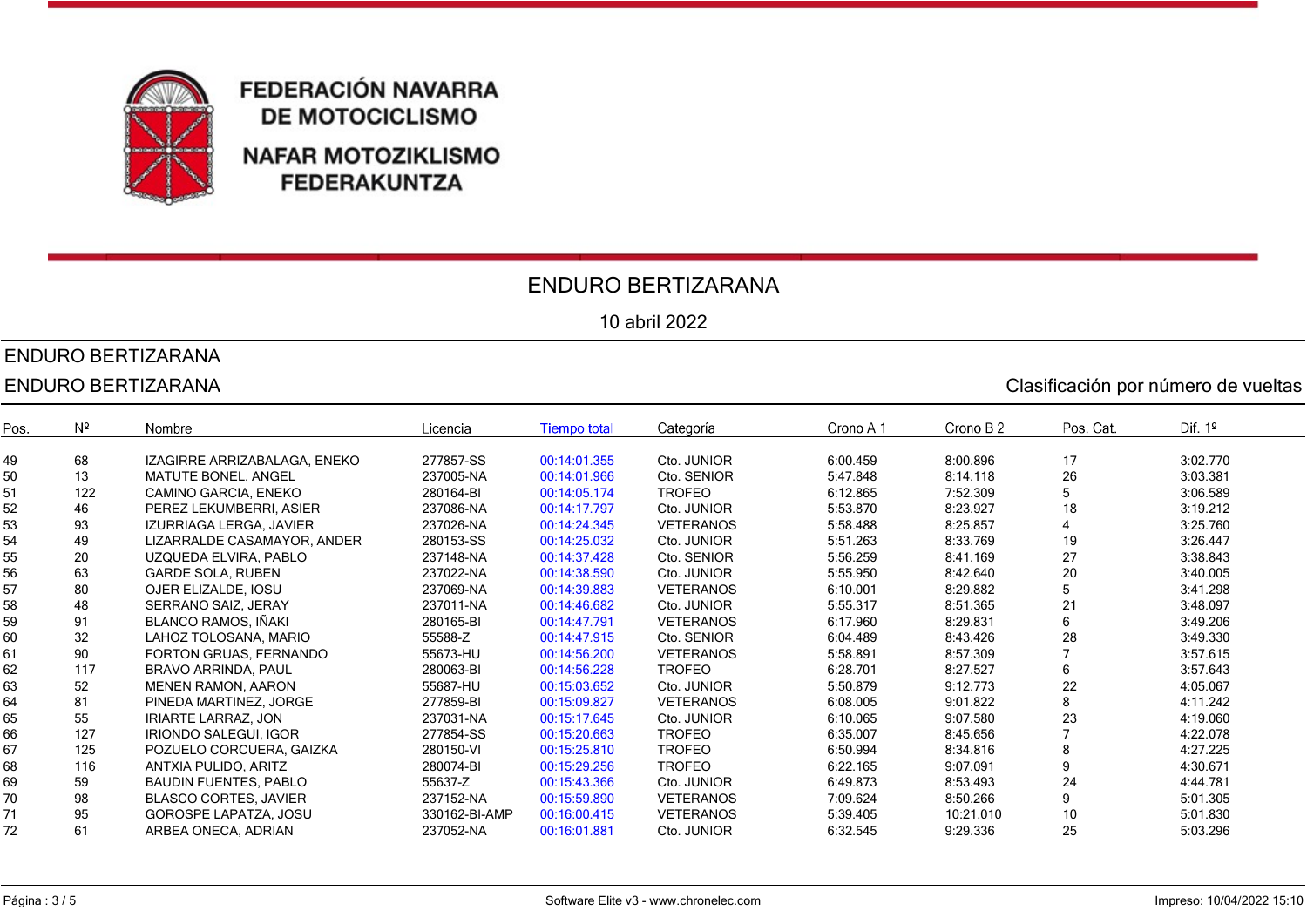FEDERACIÓN NAVARRA DE MOTOCICLISMO

NAFAR MOTOZIKLISMO FEDERAKUNTZA

# ENDURO BERTIZARANA

10 abril 2022

ENDURO BERTIZARANA

ENDURO BERTIZARANA — Clasificación por número de vueltas

| Pos. | Nº | Nombre | Licencia | Tiempo total | Categoría | Crono A 1 | Crono B 2 | Pos. Cat. | Dif. 1º |
|---|---|---|---|---|---|---|---|---|---|
| 49 | 68 | IZAGIRRE ARRIZABALAGA, ENEKO | 277857-SS | 00:14:01.355 | Cto. JUNIOR | 6:00.459 | 8:00.896 | 17 | 3:02.770 |
| 50 | 13 | MATUTE BONEL, ANGEL | 237005-NA | 00:14:01.966 | Cto. SENIOR | 5:47.848 | 8:14.118 | 26 | 3:03.381 |
| 51 | 122 | CAMINO GARCIA, ENEKO | 280164-BI | 00:14:05.174 | TROFEO | 6:12.865 | 7:52.309 | 5 | 3:06.589 |
| 52 | 46 | PEREZ LEKUMBERRI, ASIER | 237086-NA | 00:14:17.797 | Cto. JUNIOR | 5:53.870 | 8:23.927 | 18 | 3:19.212 |
| 53 | 93 | IZURRIAGA LERGA, JAVIER | 237026-NA | 00:14:24.345 | VETERANOS | 5:58.488 | 8:25.857 | 4 | 3:25.760 |
| 54 | 49 | LIZARRALDE CASAMAYOR, ANDER | 280153-SS | 00:14:25.032 | Cto. JUNIOR | 5:51.263 | 8:33.769 | 19 | 3:26.447 |
| 55 | 20 | UZQUEDA ELVIRA, PABLO | 237148-NA | 00:14:37.428 | Cto. SENIOR | 5:56.259 | 8:41.169 | 27 | 3:38.843 |
| 56 | 63 | GARDE SOLA, RUBEN | 237022-NA | 00:14:38.590 | Cto. JUNIOR | 5:55.950 | 8:42.640 | 20 | 3:40.005 |
| 57 | 80 | OJER ELIZALDE, IOSU | 237069-NA | 00:14:39.883 | VETERANOS | 6:10.001 | 8:29.882 | 5 | 3:41.298 |
| 58 | 48 | SERRANO SAIZ, JERAY | 237011-NA | 00:14:46.682 | Cto. JUNIOR | 5:55.317 | 8:51.365 | 21 | 3:48.097 |
| 59 | 91 | BLANCO RAMOS, IÑAKI | 280165-BI | 00:14:47.791 | VETERANOS | 6:17.960 | 8:29.831 | 6 | 3:49.206 |
| 60 | 32 | LAHOZ TOLOSANA, MARIO | 55588-Z | 00:14:47.915 | Cto. SENIOR | 6:04.489 | 8:43.426 | 28 | 3:49.330 |
| 61 | 90 | FORTON GRUAS, FERNANDO | 55673-HU | 00:14:56.200 | VETERANOS | 5:58.891 | 8:57.309 | 7 | 3:57.615 |
| 62 | 117 | BRAVO ARRINDA, PAUL | 280063-BI | 00:14:56.228 | TROFEO | 6:28.701 | 8:27.527 | 6 | 3:57.643 |
| 63 | 52 | MENEN RAMON, AARON | 55687-HU | 00:15:03.652 | Cto. JUNIOR | 5:50.879 | 9:12.773 | 22 | 4:05.067 |
| 64 | 81 | PINEDA MARTINEZ, JORGE | 277859-BI | 00:15:09.827 | VETERANOS | 6:08.005 | 9:01.822 | 8 | 4:11.242 |
| 65 | 55 | IRIARTE LARRAZ, JON | 237031-NA | 00:15:17.645 | Cto. JUNIOR | 6:10.065 | 9:07.580 | 23 | 4:19.060 |
| 66 | 127 | IRIONDO SALEGUI, IGOR | 277854-SS | 00:15:20.663 | TROFEO | 6:35.007 | 8:45.656 | 7 | 4:22.078 |
| 67 | 125 | POZUELO CORCUERA, GAIZKA | 280150-VI | 00:15:25.810 | TROFEO | 6:50.994 | 8:34.816 | 8 | 4:27.225 |
| 68 | 116 | ANTXIA PULIDO, ARITZ | 280074-BI | 00:15:29.256 | TROFEO | 6:22.165 | 9:07.091 | 9 | 4:30.671 |
| 69 | 59 | BAUDIN FUENTES, PABLO | 55637-Z | 00:15:43.366 | Cto. JUNIOR | 6:49.873 | 8:53.493 | 24 | 4:44.781 |
| 70 | 98 | BLASCO CORTES, JAVIER | 237152-NA | 00:15:59.890 | VETERANOS | 7:09.624 | 8:50.266 | 9 | 5:01.305 |
| 71 | 95 | GOROSPE LAPATZA, JOSU | 330162-BI-AMP | 00:16:00.415 | VETERANOS | 5:39.405 | 10:21.010 | 10 | 5:01.830 |
| 72 | 61 | ARBEA ONECA, ADRIAN | 237052-NA | 00:16:01.881 | Cto. JUNIOR | 6:32.545 | 9:29.336 | 25 | 5:03.296 |

Software Elite v3 - www.chronelec.com

Impreso: 10/04/2022 15:10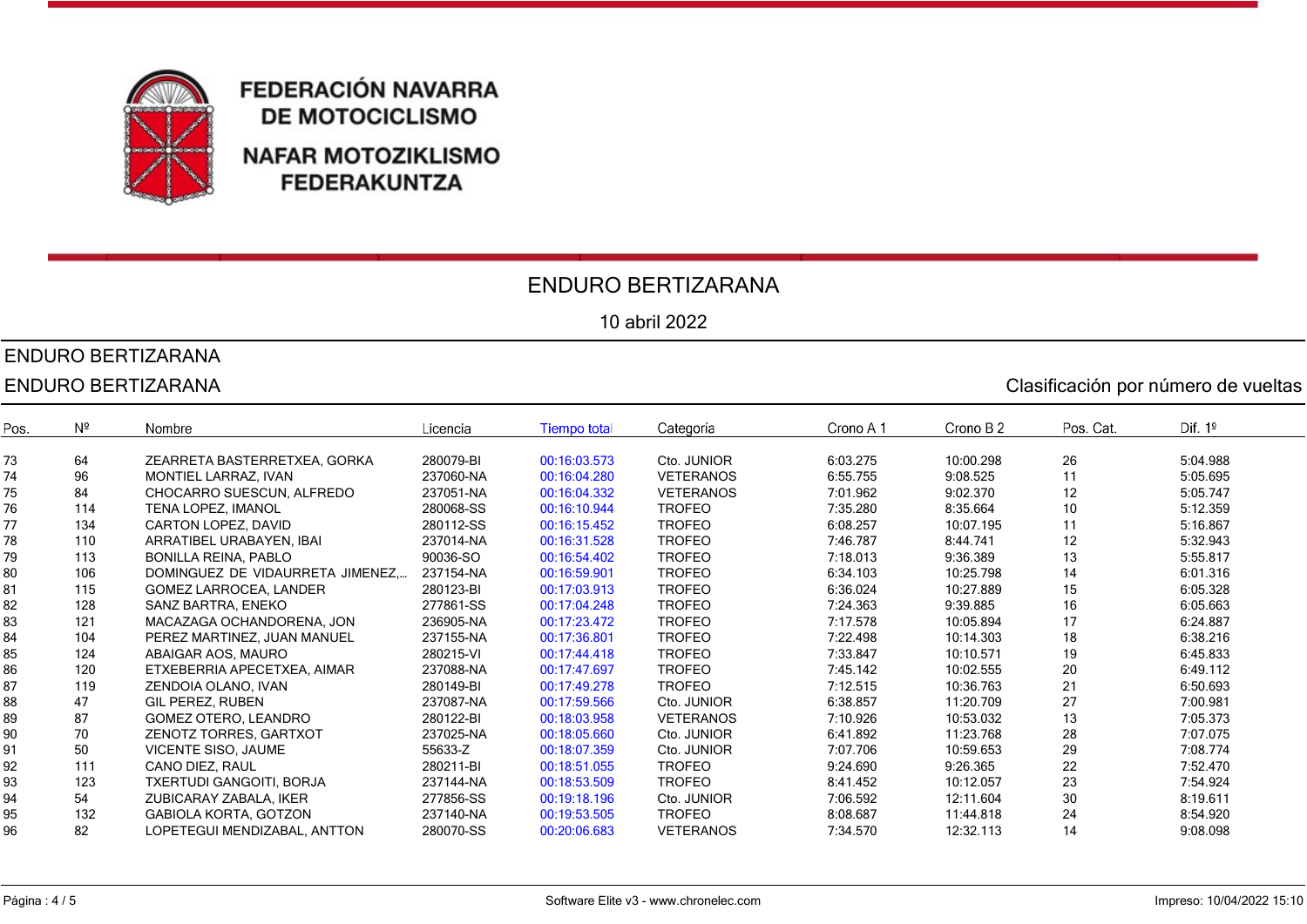FEDERACIÓN NAVARRA DE MOTOCICLISMO

NAFAR MOTOZIKLISMO FEDERAKUNTZA

# ENDURO BERTIZARANA

10 abril 2022

ENDURO BERTIZARANA

ENDURO BERTIZARANA — Clasificación por número de vueltas

| Pos. | Nº | Nombre | Licencia | Tiempo total | Categoría | Crono A 1 | Crono B 2 | Pos. Cat. | Dif. 1º |
|---|---|---|---|---|---|---|---|---|---|
| 73 | 64 | ZEARRETA BASTERRETXEA, GORKA | 280079-BI | 00:16:03.573 | Cto. JUNIOR | 6:03.275 | 10:00.298 | 26 | 5:04.988 |
| 74 | 96 | MONTIEL LARRAZ, IVAN | 237060-NA | 00:16:04.280 | VETERANOS | 6:55.755 | 9:08.525 | 11 | 5:05.695 |
| 75 | 84 | CHOCARRO SUESCUN, ALFREDO | 237051-NA | 00:16:04.332 | VETERANOS | 7:01.962 | 9:02.370 | 12 | 5:05.747 |
| 76 | 114 | TENA LOPEZ, IMANOL | 280068-SS | 00:16:10.944 | TROFEO | 7:35.280 | 8:35.664 | 10 | 5:12.359 |
| 77 | 134 | CARTON LOPEZ, DAVID | 280112-SS | 00:16:15.452 | TROFEO | 6:08.257 | 10:07.195 | 11 | 5:16.867 |
| 78 | 110 | ARRATIBEL URABAYEN, IBAI | 237014-NA | 00:16:31.528 | TROFEO | 7:46.787 | 8:44.741 | 12 | 5:32.943 |
| 79 | 113 | BONILLA REINA, PABLO | 90036-SO | 00:16:54.402 | TROFEO | 7:18.013 | 9:36.389 | 13 | 5:55.817 |
| 80 | 106 | DOMINGUEZ DE VIDAURRETA JIMENEZ,... | 237154-NA | 00:16:59.901 | TROFEO | 6:34.103 | 10:25.798 | 14 | 6:01.316 |
| 81 | 115 | GOMEZ LARROCEA, LANDER | 280123-BI | 00:17:03.913 | TROFEO | 6:36.024 | 10:27.889 | 15 | 6:05.328 |
| 82 | 128 | SANZ BARTRA, ENEKO | 277861-SS | 00:17:04.248 | TROFEO | 7:24.363 | 9:39.885 | 16 | 6:05.663 |
| 83 | 121 | MACAZAGA OCHANDORENA, JON | 236905-NA | 00:17:23.472 | TROFEO | 7:17.578 | 10:05.894 | 17 | 6:24.887 |
| 84 | 104 | PEREZ MARTINEZ, JUAN MANUEL | 237155-NA | 00:17:36.801 | TROFEO | 7:22.498 | 10:14.303 | 18 | 6:38.216 |
| 85 | 124 | ABAIGAR AOS, MAURO | 280215-VI | 00:17:44.418 | TROFEO | 7:33.847 | 10:10.571 | 19 | 6:45.833 |
| 86 | 120 | ETXEBERRIA APECETXEA, AIMAR | 237088-NA | 00:17:47.697 | TROFEO | 7:45.142 | 10:02.555 | 20 | 6:49.112 |
| 87 | 119 | ZENDOIA OLANO, IVAN | 280149-BI | 00:17:49.278 | TROFEO | 7:12.515 | 10:36.763 | 21 | 6:50.693 |
| 88 | 47 | GIL PEREZ, RUBEN | 237087-NA | 00:17:59.566 | Cto. JUNIOR | 6:38.857 | 11:20.709 | 27 | 7:00.981 |
| 89 | 87 | GOMEZ OTERO, LEANDRO | 280122-BI | 00:18:03.958 | VETERANOS | 7:10.926 | 10:53.032 | 13 | 7:05.373 |
| 90 | 70 | ZENOTZ TORRES, GARTXOT | 237025-NA | 00:18:05.660 | Cto. JUNIOR | 6:41.892 | 11:23.768 | 28 | 7:07.075 |
| 91 | 50 | VICENTE SISO, JAUME | 55633-Z | 00:18:07.359 | Cto. JUNIOR | 7:07.706 | 10:59.653 | 29 | 7:08.774 |
| 92 | 111 | CANO DIEZ, RAUL | 280211-BI | 00:18:51.055 | TROFEO | 9:24.690 | 9:26.365 | 22 | 7:52.470 |
| 93 | 123 | TXERTUDI GANGOITI, BORJA | 237144-NA | 00:18:53.509 | TROFEO | 8:41.452 | 10:12.057 | 23 | 7:54.924 |
| 94 | 54 | ZUBICARAY ZABALA, IKER | 277856-SS | 00:19:18.196 | Cto. JUNIOR | 7:06.592 | 12:11.604 | 30 | 8:19.611 |
| 95 | 132 | GABIOLA KORTA, GOTZON | 237140-NA | 00:19:53.505 | TROFEO | 8:08.687 | 11:44.818 | 24 | 8:54.920 |
| 96 | 82 | LOPETEGUI MENDIZABAL, ANTTON | 280070-SS | 00:20:06.683 | VETERANOS | 7:34.570 | 12:32.113 | 14 | 9:08.098 |

Página : 4 / 5 — Software Elite v3 - www.chronelec.com — Impreso: 10/04/2022 15:10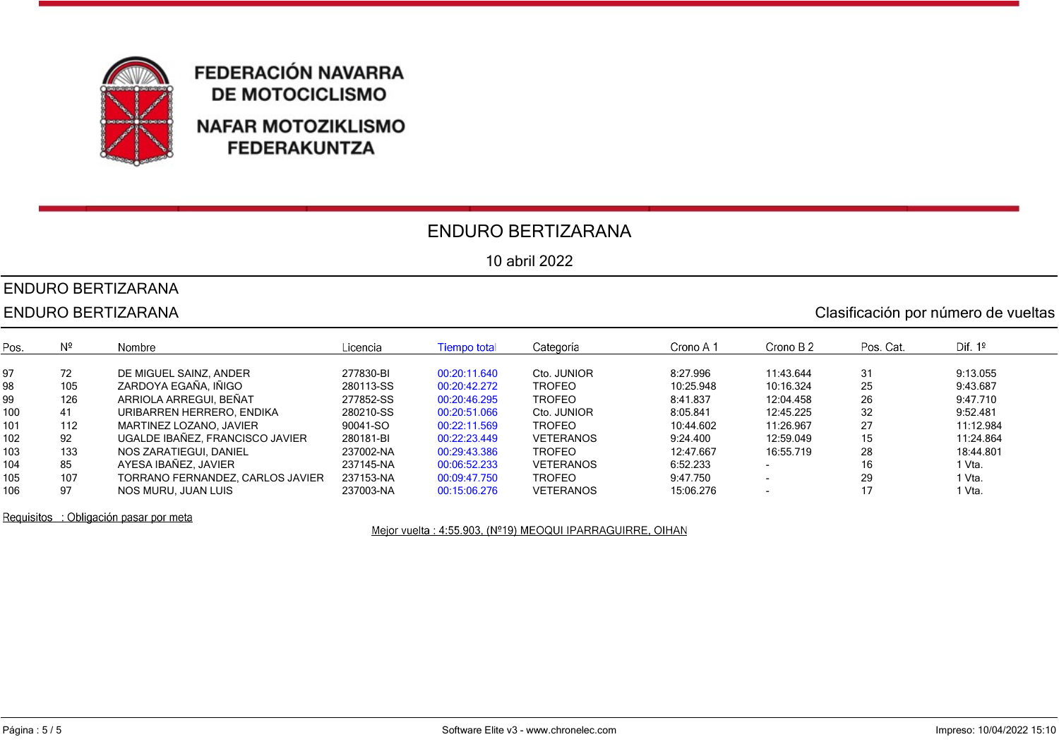FEDERACIÓN NAVARRA DE MOTOCICLISMO

NAFAR MOTOZIKLISMO FEDERAKUNTZA

# ENDURO BERTIZARANA

10 abril 2022

ENDURO BERTIZARANA

ENDURO BERTIZARANA

Clasificación por número de vueltas

| Pos. | Nº | Nombre | Licencia | Tiempo total | Categoría | Crono A 1 | Crono B 2 | Pos. Cat. | Dif. 1º |
|---|---|---|---|---|---|---|---|---|---|
| 97 | 72 | DE MIGUEL SAINZ, ANDER | 277830-BI | 00:20:11.640 | Cto. JUNIOR | 8:27.996 | 11:43.644 | 31 | 9:13.055 |
| 98 | 105 | ZARDOYA EGAÑA, IÑIGO | 280113-SS | 00:20:42.272 | TROFEO | 10:25.948 | 10:16.324 | 25 | 9:43.687 |
| 99 | 126 | ARRIOLA ARREGUI, BEÑAT | 277852-SS | 00:20:46.295 | TROFEO | 8:41.837 | 12:04.458 | 26 | 9:47.710 |
| 100 | 41 | URIBARREN HERRERO, ENDIKA | 280210-SS | 00:20:51.066 | Cto. JUNIOR | 8:05.841 | 12:45.225 | 32 | 9:52.481 |
| 101 | 112 | MARTINEZ LOZANO, JAVIER | 90041-SO | 00:22:11.569 | TROFEO | 10:44.602 | 11:26.967 | 27 | 11:12.984 |
| 102 | 92 | UGALDE IBAÑEZ, FRANCISCO JAVIER | 280181-BI | 00:22:23.449 | VETERANOS | 9:24.400 | 12:59.049 | 15 | 11:24.864 |
| 103 | 133 | NOS ZARATIEGUI, DANIEL | 237002-NA | 00:29:43.386 | TROFEO | 12:47.667 | 16:55.719 | 28 | 18:44.801 |
| 104 | 85 | AYESA IBAÑEZ, JAVIER | 237145-NA | 00:06:52.233 | VETERANOS | 6:52.233 | - | 16 | 1 Vta. |
| 105 | 107 | TORRANO FERNANDEZ, CARLOS JAVIER | 237153-NA | 00:09:47.750 | TROFEO | 9:47.750 | - | 29 | 1 Vta. |
| 106 | 97 | NOS MURU, JUAN LUIS | 237003-NA | 00:15:06.276 | VETERANOS | 15:06.276 | - | 17 | 1 Vta. |

Requisitos : Obligación pasar por meta

Mejor vuelta : 4:55.903, (Nº19) MEOQUI IPARRAGUIRRE, OIHAN

Software Elite v3 - www.chronelec.com

Impreso: 10/04/2022 15:10